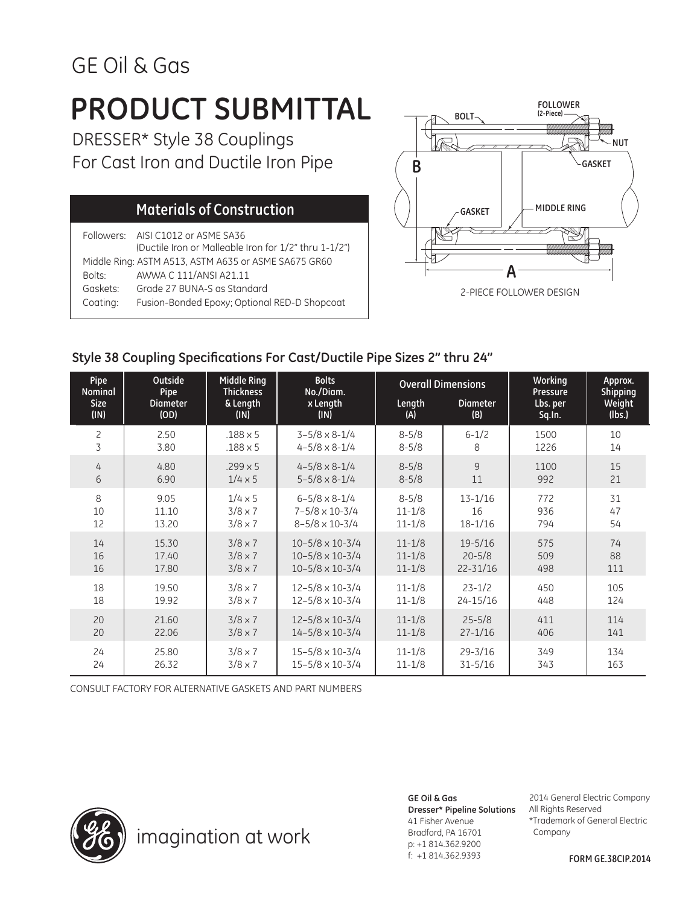GE Oil & Gas

# PRODUCT SUBMITTAL

DRESSER* Style 38 Couplings
For Cast Iron and Ductile Iron Pipe

## Materials of Construction

Followers: AISI C1012 or ASME SA36
(Ductile Iron or Malleable Iron for 1/2" thru 1-1/2")
Middle Ring: ASTM A513, ASTM A635 or ASME SA675 GR60
Bolts: AWWA C 111/ANSI A21.11
Gaskets: Grade 27 BUNA-S as Standard
Coating: Fusion-Bonded Epoxy; Optional RED-D Shopcoat

FOLLOWER (2-Piece)
BOLT
NUT
GASKET
B
GASKET
MIDDLE RING
A

2-PIECE FOLLOWER DESIGN

### Style 38 Coupling Specifications For Cast/Ductile Pipe Sizes 2" thru 24"

| Pipe Nominal Size (IN) | Outside Pipe Diameter (OD) | Middle Ring Thickness & Length (IN) | Bolts No./Diam. x Length (IN) | Overall Dimensions | | Working Pressure Lbs. per Sq.In. | Approx. Shipping Weight (lbs.) |
|---|---|---|---|---|---|---|---|
| | | | | Length (A) | Diameter (B) | | |
| 2 | 2.50 | .188 x 5 | 3–5/8 x 8-1/4 | 8-5/8 | 6-1/2 | 1500 | 10 |
| 3 | 3.80 | .188 x 5 | 4–5/8 x 8-1/4 | 8-5/8 | 8 | 1226 | 14 |
| 4 | 4.80 | .299 x 5 | 4–5/8 x 8-1/4 | 8-5/8 | 9 | 1100 | 15 |
| 6 | 6.90 | 1/4 x 5 | 5–5/8 x 8-1/4 | 8-5/8 | 11 | 992 | 21 |
| 8 | 9.05 | 1/4 x 5 | 6–5/8 x 8-1/4 | 8-5/8 | 13-1/16 | 772 | 31 |
| 10 | 11.10 | 3/8 x 7 | 7–5/8 x 10-3/4 | 11-1/8 | 16 | 936 | 47 |
| 12 | 13.20 | 3/8 x 7 | 8–5/8 x 10-3/4 | 11-1/8 | 18-1/16 | 794 | 54 |
| 14 | 15.30 | 3/8 x 7 | 10–5/8 x 10-3/4 | 11-1/8 | 19-5/16 | 575 | 74 |
| 16 | 17.40 | 3/8 x 7 | 10–5/8 x 10-3/4 | 11-1/8 | 20-5/8 | 509 | 88 |
| 16 | 17.80 | 3/8 x 7 | 10–5/8 x 10-3/4 | 11-1/8 | 22-31/16 | 498 | 111 |
| 18 | 19.50 | 3/8 x 7 | 12–5/8 x 10-3/4 | 11-1/8 | 23-1/2 | 450 | 105 |
| 18 | 19.92 | 3/8 x 7 | 12–5/8 x 10-3/4 | 11-1/8 | 24-15/16 | 448 | 124 |
| 20 | 21.60 | 3/8 x 7 | 12–5/8 x 10-3/4 | 11-1/8 | 25-5/8 | 411 | 114 |
| 20 | 22.06 | 3/8 x 7 | 14–5/8 x 10-3/4 | 11-1/8 | 27-1/16 | 406 | 141 |
| 24 | 25.80 | 3/8 x 7 | 15–5/8 x 10-3/4 | 11-1/8 | 29-3/16 | 349 | 134 |
| 24 | 26.32 | 3/8 x 7 | 15–5/8 x 10-3/4 | 11-1/8 | 31-5/16 | 343 | 163 |

CONSULT FACTORY FOR ALTERNATIVE GASKETS AND PART NUMBERS

imagination at work

**GE Oil & Gas**
**Dresser* Pipeline Solutions**
41 Fisher Avenue
Bradford, PA 16701
p: +1 814.362.9200
f: +1 814.362.9393

2014 General Electric Company
All Rights Reserved
*Trademark of General Electric Company

**FORM GE.38CIP.2014**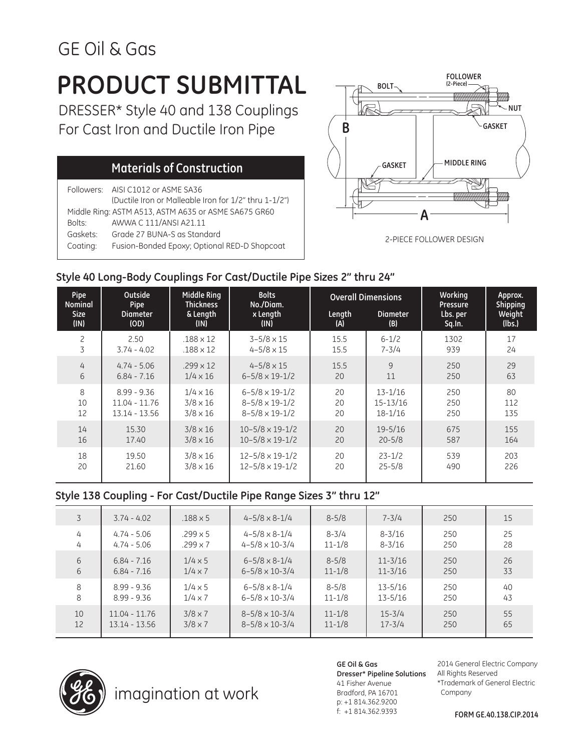GE Oil & Gas

# PRODUCT SUBMITTAL

DRESSER* Style 40 and 138 Couplings
For Cast Iron and Ductile Iron Pipe

## Materials of Construction

| | |
|---|---|
| Followers: | AISI C1012 or ASME SA36 (Ductile Iron or Malleable Iron for 1/2" thru 1-1/2") |
| Middle Ring: | ASTM A513, ASTM A635 or ASME SA675 GR60 |
| Bolts: | AWWA C 111/ANSI A21.11 |
| Gaskets: | Grade 27 BUNA-S as Standard |
| Coating: | Fusion-Bonded Epoxy; Optional RED-D Shopcoat |

FOLLOWER (2-Piece)
BOLT
NUT
GASKET
B
GASKET
MIDDLE RING
A

2-PIECE FOLLOWER DESIGN

### Style 40 Long-Body Couplings For Cast/Ductile Pipe Sizes 2" thru 24"

| Pipe Nominal Size (IN) | Outside Pipe Diameter (OD) | Middle Ring Thickness & Length (IN) | Bolts No./Diam. x Length (IN) | Overall Dimensions Length (A) | Overall Dimensions Diameter (B) | Working Pressure Lbs. per Sq.In. | Approx. Shipping Weight (lbs.) |
|---|---|---|---|---|---|---|---|
| 2 | 2.50 | .188 x 12 | 3–5/8 x 15 | 15.5 | 6-1/2 | 1302 | 17 |
| 3 | 3.74 - 4.02 | .188 x 12 | 4–5/8 x 15 | 15.5 | 7-3/4 | 939 | 24 |
| 4 | 4.74 - 5.06 | .299 x 12 | 4–5/8 x 15 | 15.5 | 9 | 250 | 29 |
| 6 | 6.84 - 7.16 | 1/4 x 16 | 6–5/8 x 19-1/2 | 20 | 11 | 250 | 63 |
| 8 | 8.99 - 9.36 | 1/4 x 16 | 6–5/8 x 19-1/2 | 20 | 13-1/16 | 250 | 80 |
| 10 | 11.04 - 11.76 | 3/8 x 16 | 8–5/8 x 19-1/2 | 20 | 15-13/16 | 250 | 112 |
| 12 | 13.14 - 13.56 | 3/8 x 16 | 8–5/8 x 19-1/2 | 20 | 18-1/16 | 250 | 135 |
| 14 | 15.30 | 3/8 x 16 | 10–5/8 x 19-1/2 | 20 | 19-5/16 | 675 | 155 |
| 16 | 17.40 | 3/8 x 16 | 10–5/8 x 19-1/2 | 20 | 20-5/8 | 587 | 164 |
| 18 | 19.50 | 3/8 x 16 | 12–5/8 x 19-1/2 | 20 | 23-1/2 | 539 | 203 |
| 20 | 21.60 | 3/8 x 16 | 12–5/8 x 19-1/2 | 20 | 25-5/8 | 490 | 226 |

### Style 138 Coupling - For Cast/Ductile Pipe Range Sizes 3" thru 12"

| | | | | | | | |
|---|---|---|---|---|---|---|---|
| 3 | 3.74 - 4.02 | .188 x 5 | 4–5/8 x 8-1/4 | 8-5/8 | 7-3/4 | 250 | 15 |
| 4 | 4.74 - 5.06 | .299 x 5 | 4–5/8 x 8-1/4 | 8-3/4 | 8-3/16 | 250 | 25 |
| 4 | 4.74 - 5.06 | .299 x 7 | 4–5/8 x 10-3/4 | 11-1/8 | 8-3/16 | 250 | 28 |
| 6 | 6.84 - 7.16 | 1/4 x 5 | 6–5/8 x 8-1/4 | 8-5/8 | 11-3/16 | 250 | 26 |
| 6 | 6.84 - 7.16 | 1/4 x 7 | 6–5/8 x 10-3/4 | 11-1/8 | 11-3/16 | 250 | 33 |
| 8 | 8.99 - 9.36 | 1/4 x 5 | 6–5/8 x 8-1/4 | 8-5/8 | 13-5/16 | 250 | 40 |
| 8 | 8.99 - 9.36 | 1/4 x 7 | 6–5/8 x 10-3/4 | 11-1/8 | 13-5/16 | 250 | 43 |
| 10 | 11.04 - 11.76 | 3/8 x 7 | 8–5/8 x 10-3/4 | 11-1/8 | 15-3/4 | 250 | 55 |
| 12 | 13.14 - 13.56 | 3/8 x 7 | 8–5/8 x 10-3/4 | 11-1/8 | 17-3/4 | 250 | 65 |

imagination at work

**GE Oil & Gas**
**Dresser* Pipeline Solutions**
41 Fisher Avenue
Bradford, PA 16701
p: +1 814.362.9200
f: +1 814.362.9393

2014 General Electric Company
All Rights Reserved
*Trademark of General Electric Company

**FORM GE.40.138.CIP.2014**